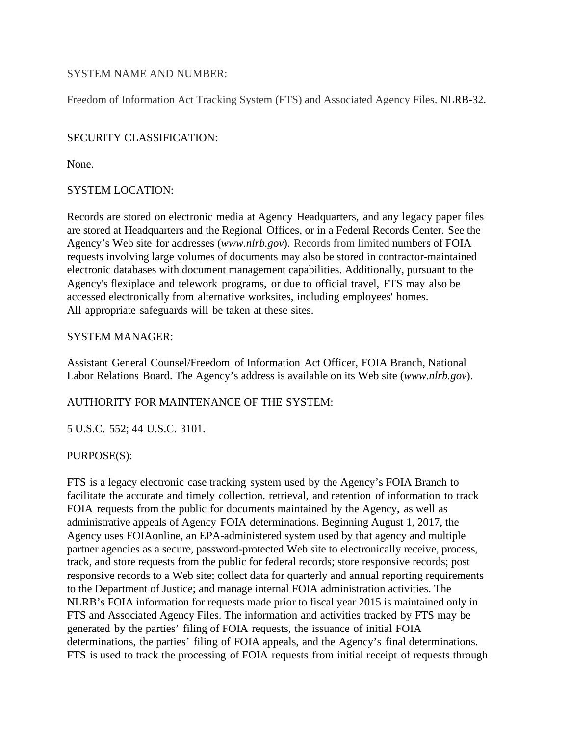SYSTEM NAME AND NUMBER:

Freedom of Information Act Tracking System (FTS) and Associated Agency Files. NLRB-32.

SECURITY CLASSIFICATION:

None.

SYSTEM LOCATION:

Records are stored on electronic media at Agency Headquarters, and any legacy paper files are stored at Headquarters and the Regional Offices, or in a Federal Records Center. See the Agency's Web site for addresses (*www.nlrb.gov*). Records from limited numbers of FOIA requests involving large volumes of documents may also be stored in contractor-maintained electronic databases with document management capabilities. Additionally, pursuant to the Agency's flexiplace and telework programs, or due to official travel, FTS may also be accessed electronically from alternative worksites, including employees' homes. All appropriate safeguards will be taken at these sites.

SYSTEM MANAGER:

Assistant General Counsel/Freedom of Information Act Officer, FOIA Branch, National Labor Relations Board. The Agency's address is available on its Web site (*www.nlrb.gov*).

AUTHORITY FOR MAINTENANCE OF THE SYSTEM:

5 U.S.C. 552; 44 U.S.C. 3101.

PURPOSE(S):

FTS is a legacy electronic case tracking system used by the Agency's FOIA Branch to facilitate the accurate and timely collection, retrieval, and retention of information to track FOIA requests from the public for documents maintained by the Agency, as well as administrative appeals of Agency FOIA determinations. Beginning August 1, 2017, the Agency uses FOIAonline, an EPA-administered system used by that agency and multiple partner agencies as a secure, password-protected Web site to electronically receive, process, track, and store requests from the public for federal records; store responsive records; post responsive records to a Web site; collect data for quarterly and annual reporting requirements to the Department of Justice; and manage internal FOIA administration activities. The NLRB's FOIA information for requests made prior to fiscal year 2015 is maintained only in FTS and Associated Agency Files. The information and activities tracked by FTS may be generated by the parties' filing of FOIA requests, the issuance of initial FOIA determinations, the parties' filing of FOIA appeals, and the Agency's final determinations. FTS is used to track the processing of FOIA requests from initial receipt of requests through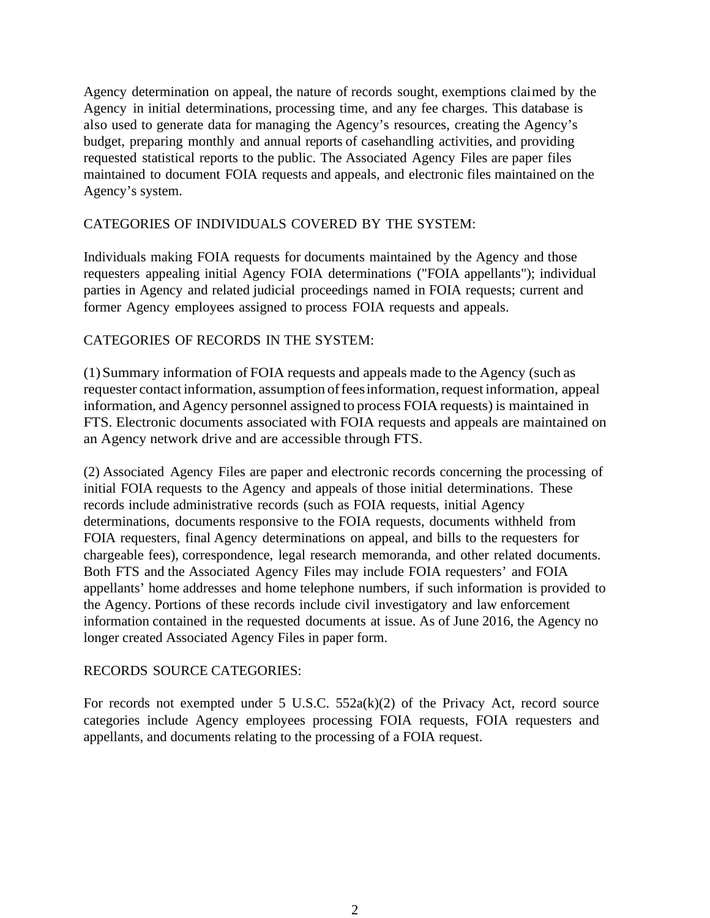Agency determination on appeal, the nature of records sought, exemptions claimed by the Agency in initial determinations, processing time, and any fee charges. This database is also used to generate data for managing the Agency's resources, creating the Agency's budget, preparing monthly and annual reports of casehandling activities, and providing requested statistical reports to the public. The Associated Agency Files are paper files maintained to document FOIA requests and appeals, and electronic files maintained on the Agency's system.

CATEGORIES OF INDIVIDUALS COVERED BY THE SYSTEM:

Individuals making FOIA requests for documents maintained by the Agency and those requesters appealing initial Agency FOIA determinations ("FOIA appellants"); individual parties in Agency and related judicial proceedings named in FOIA requests; current and former Agency employees assigned to process FOIA requests and appeals.

CATEGORIES OF RECORDS IN THE SYSTEM:

(1) Summary information of FOIA requests and appeals made to the Agency (such as requester contact information, assumption of fees information, request information, appeal information, and Agency personnel assigned to process FOIA requests) is maintained in FTS. Electronic documents associated with FOIA requests and appeals are maintained on an Agency network drive and are accessible through FTS.

(2) Associated Agency Files are paper and electronic records concerning the processing of initial FOIA requests to the Agency and appeals of those initial determinations. These records include administrative records (such as FOIA requests, initial Agency determinations, documents responsive to the FOIA requests, documents withheld from FOIA requesters, final Agency determinations on appeal, and bills to the requesters for chargeable fees), correspondence, legal research memoranda, and other related documents. Both FTS and the Associated Agency Files may include FOIA requesters' and FOIA appellants' home addresses and home telephone numbers, if such information is provided to the Agency. Portions of these records include civil investigatory and law enforcement information contained in the requested documents at issue. As of June 2016, the Agency no longer created Associated Agency Files in paper form.

RECORDS SOURCE CATEGORIES:

For records not exempted under 5 U.S.C. 552a(k)(2) of the Privacy Act, record source categories include Agency employees processing FOIA requests, FOIA requesters and appellants, and documents relating to the processing of a FOIA request.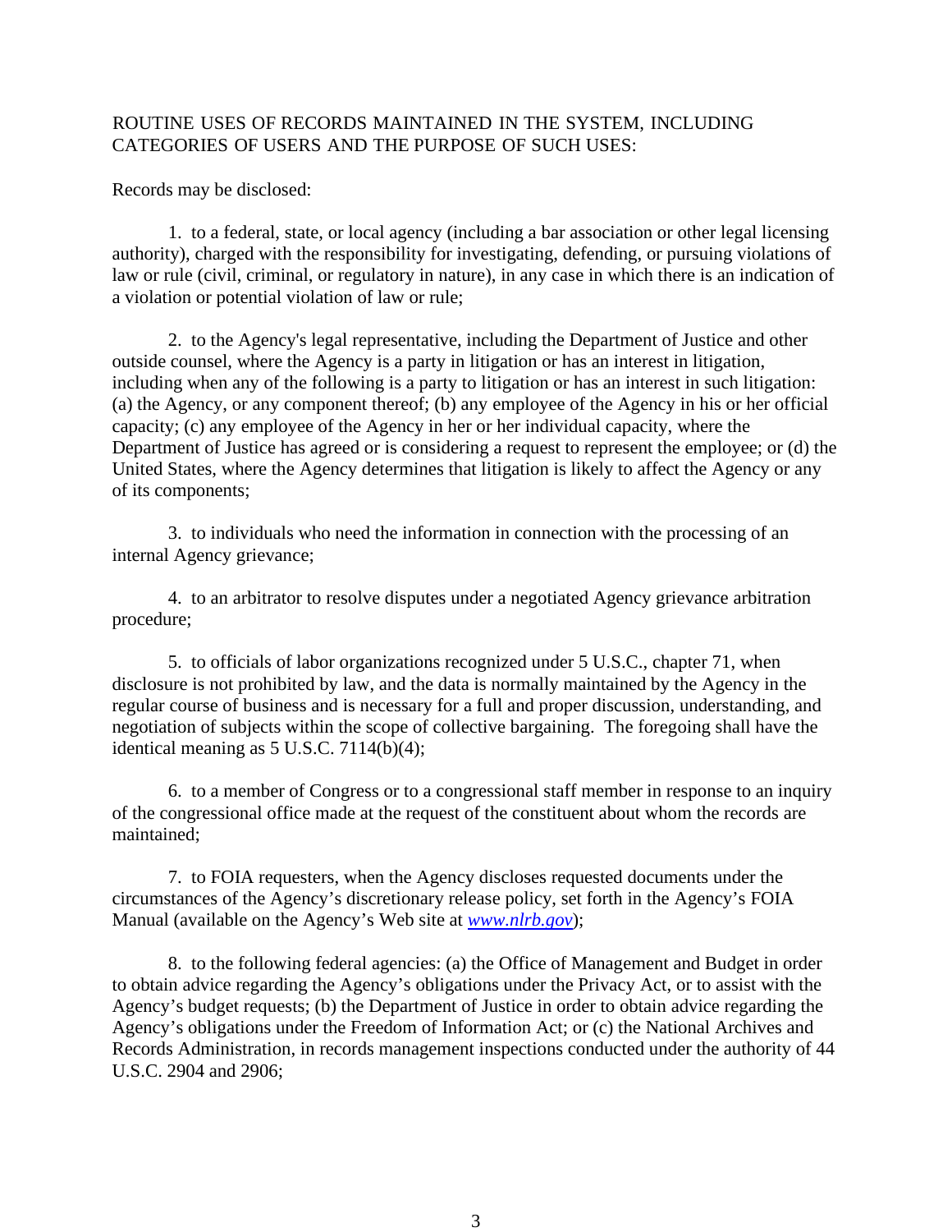ROUTINE USES OF RECORDS MAINTAINED IN THE SYSTEM, INCLUDING CATEGORIES OF USERS AND THE PURPOSE OF SUCH USES:

Records may be disclosed:

1. to a federal, state, or local agency (including a bar association or other legal licensing authority), charged with the responsibility for investigating, defending, or pursuing violations of law or rule (civil, criminal, or regulatory in nature), in any case in which there is an indication of a violation or potential violation of law or rule;

2. to the Agency's legal representative, including the Department of Justice and other outside counsel, where the Agency is a party in litigation or has an interest in litigation, including when any of the following is a party to litigation or has an interest in such litigation: (a) the Agency, or any component thereof; (b) any employee of the Agency in his or her official capacity; (c) any employee of the Agency in her or her individual capacity, where the Department of Justice has agreed or is considering a request to represent the employee; or (d) the United States, where the Agency determines that litigation is likely to affect the Agency or any of its components;

3. to individuals who need the information in connection with the processing of an internal Agency grievance;

4. to an arbitrator to resolve disputes under a negotiated Agency grievance arbitration procedure;

5. to officials of labor organizations recognized under 5 U.S.C., chapter 71, when disclosure is not prohibited by law, and the data is normally maintained by the Agency in the regular course of business and is necessary for a full and proper discussion, understanding, and negotiation of subjects within the scope of collective bargaining. The foregoing shall have the identical meaning as 5 U.S.C. 7114(b)(4);

6. to a member of Congress or to a congressional staff member in response to an inquiry of the congressional office made at the request of the constituent about whom the records are maintained;

7. to FOIA requesters, when the Agency discloses requested documents under the circumstances of the Agency's discretionary release policy, set forth in the Agency's FOIA Manual (available on the Agency's Web site at *www.nlrb.gov*);

8. to the following federal agencies: (a) the Office of Management and Budget in order to obtain advice regarding the Agency's obligations under the Privacy Act, or to assist with the Agency's budget requests; (b) the Department of Justice in order to obtain advice regarding the Agency's obligations under the Freedom of Information Act; or (c) the National Archives and Records Administration, in records management inspections conducted under the authority of 44 U.S.C. 2904 and 2906;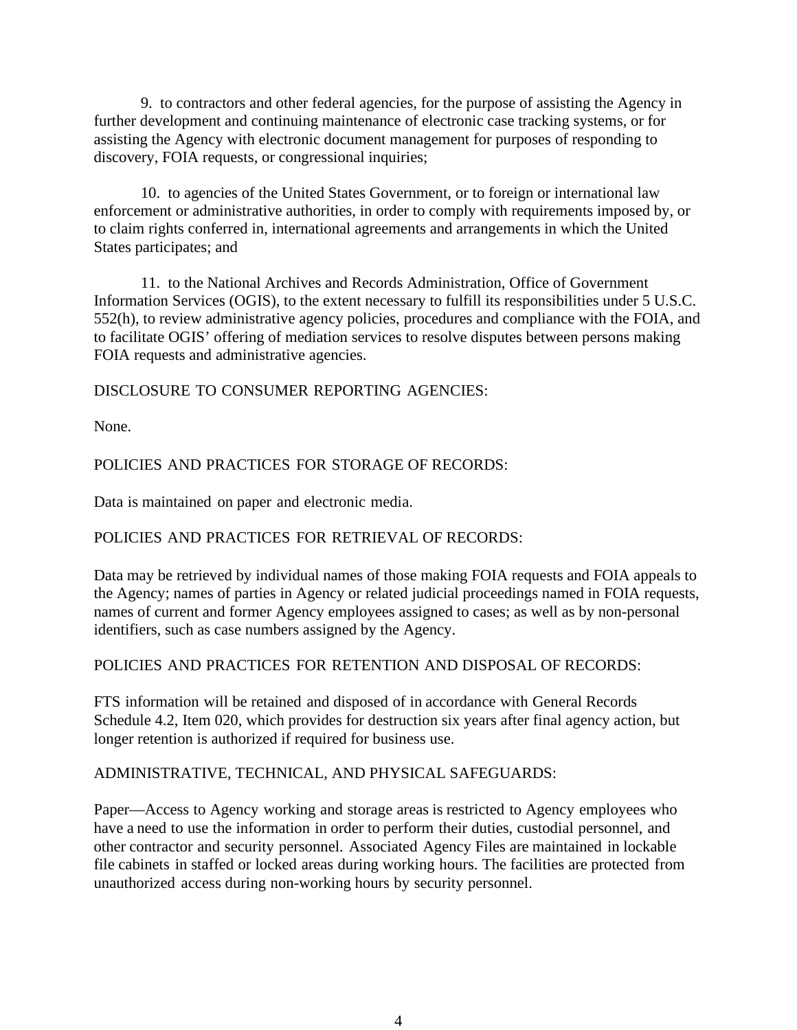9. to contractors and other federal agencies, for the purpose of assisting the Agency in further development and continuing maintenance of electronic case tracking systems, or for assisting the Agency with electronic document management for purposes of responding to discovery, FOIA requests, or congressional inquiries;

10. to agencies of the United States Government, or to foreign or international law enforcement or administrative authorities, in order to comply with requirements imposed by, or to claim rights conferred in, international agreements and arrangements in which the United States participates; and

11. to the National Archives and Records Administration, Office of Government Information Services (OGIS), to the extent necessary to fulfill its responsibilities under 5 U.S.C. 552(h), to review administrative agency policies, procedures and compliance with the FOIA, and to facilitate OGIS' offering of mediation services to resolve disputes between persons making FOIA requests and administrative agencies.

DISCLOSURE TO CONSUMER REPORTING AGENCIES:

None.

POLICIES AND PRACTICES FOR STORAGE OF RECORDS:

Data is maintained on paper and electronic media.

POLICIES AND PRACTICES FOR RETRIEVAL OF RECORDS:

Data may be retrieved by individual names of those making FOIA requests and FOIA appeals to the Agency; names of parties in Agency or related judicial proceedings named in FOIA requests, names of current and former Agency employees assigned to cases; as well as by non-personal identifiers, such as case numbers assigned by the Agency.

POLICIES AND PRACTICES FOR RETENTION AND DISPOSAL OF RECORDS:

FTS information will be retained and disposed of in accordance with General Records Schedule 4.2, Item 020, which provides for destruction six years after final agency action, but longer retention is authorized if required for business use.

ADMINISTRATIVE, TECHNICAL, AND PHYSICAL SAFEGUARDS:

Paper—Access to Agency working and storage areas is restricted to Agency employees who have a need to use the information in order to perform their duties, custodial personnel, and other contractor and security personnel. Associated Agency Files are maintained in lockable file cabinets in staffed or locked areas during working hours. The facilities are protected from unauthorized access during non-working hours by security personnel.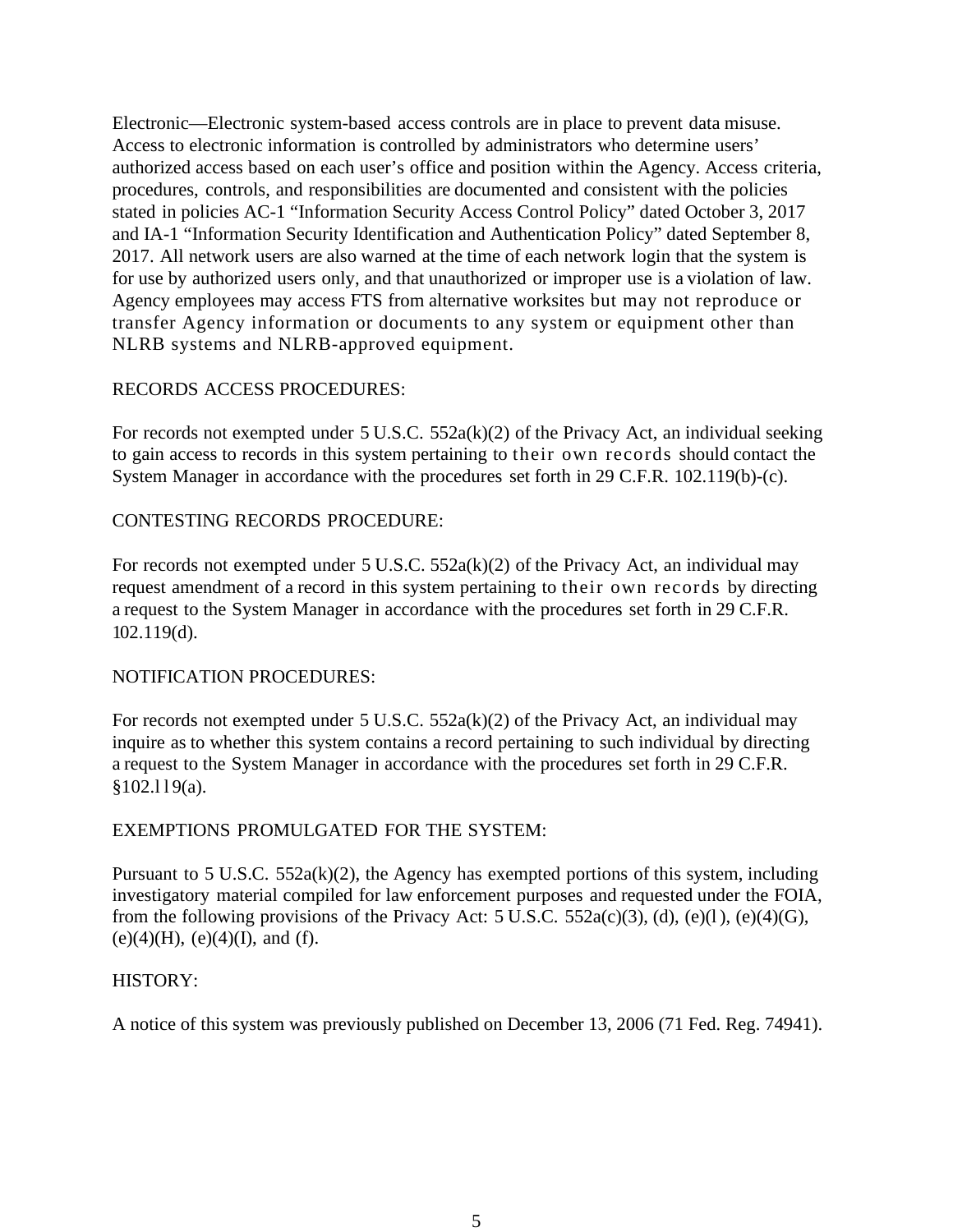Electronic—Electronic system-based access controls are in place to prevent data misuse. Access to electronic information is controlled by administrators who determine users' authorized access based on each user's office and position within the Agency. Access criteria, procedures, controls, and responsibilities are documented and consistent with the policies stated in policies AC-1 "Information Security Access Control Policy" dated October 3, 2017 and IA-1 "Information Security Identification and Authentication Policy" dated September 8, 2017. All network users are also warned at the time of each network login that the system is for use by authorized users only, and that unauthorized or improper use is a violation of law. Agency employees may access FTS from alternative worksites but may not reproduce or transfer Agency information or documents to any system or equipment other than NLRB systems and NLRB-approved equipment.

RECORDS ACCESS PROCEDURES:

For records not exempted under 5 U.S.C. 552a(k)(2) of the Privacy Act, an individual seeking to gain access to records in this system pertaining to their own records should contact the System Manager in accordance with the procedures set forth in 29 C.F.R. 102.119(b)-(c).

CONTESTING RECORDS PROCEDURE:

For records not exempted under 5 U.S.C. 552a(k)(2) of the Privacy Act, an individual may request amendment of a record in this system pertaining to their own records by directing a request to the System Manager in accordance with the procedures set forth in 29 C.F.R. 102.119(d).

NOTIFICATION PROCEDURES:

For records not exempted under 5 U.S.C. 552a(k)(2) of the Privacy Act, an individual may inquire as to whether this system contains a record pertaining to such individual by directing a request to the System Manager in accordance with the procedures set forth in 29 C.F.R. §102.119(a).

EXEMPTIONS PROMULGATED FOR THE SYSTEM:

Pursuant to 5 U.S.C. 552a(k)(2), the Agency has exempted portions of this system, including investigatory material compiled for law enforcement purposes and requested under the FOIA, from the following provisions of the Privacy Act: 5 U.S.C. 552a(c)(3), (d), (e)(1), (e)(4)(G), (e)(4)(H), (e)(4)(I), and (f).

HISTORY:

A notice of this system was previously published on December 13, 2006 (71 Fed. Reg. 74941).